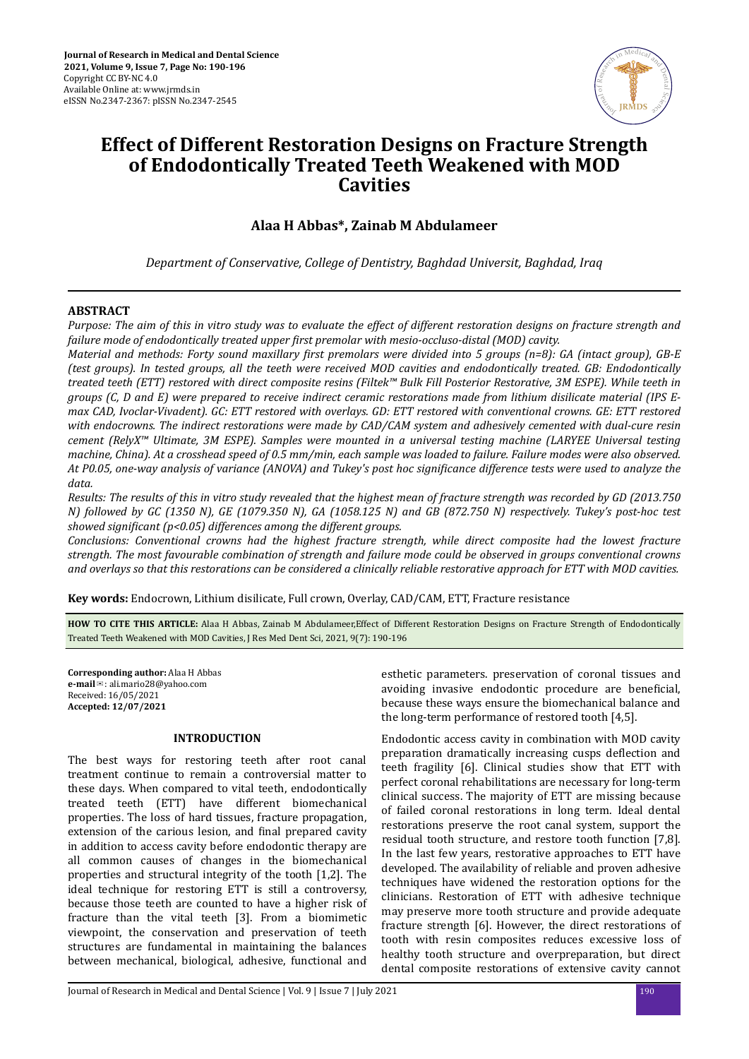Journal of Research in Medical and Dental Science
2021, Volume 9, Issue 7, Page No: 190-196
Copyright CC BY-NC 4.0
Available Online at: www.jrmds.in
eISSN No.2347-2367: pISSN No.2347-2545

# Effect of Different Restoration Designs on Fracture Strength of Endodontically Treated Teeth Weakened with MOD Cavities

## Alaa H Abbas*, Zainab M Abdulameer

*Department of Conservative, College of Dentistry, Baghdad Universit, Baghdad, Iraq*

### ABSTRACT

*Purpose: The aim of this in vitro study was to evaluate the effect of different restoration designs on fracture strength and failure mode of endodontically treated upper first premolar with mesio-occluso-distal (MOD) cavity.*

*Material and methods: Forty sound maxillary first premolars were divided into 5 groups (n=8): GA (intact group), GB-E (test groups). In tested groups, all the teeth were received MOD cavities and endodontically treated. GB: Endodontically treated teeth (ETT) restored with direct composite resins (Filtek™ Bulk Fill Posterior Restorative, 3M ESPE). While teeth in groups (C, D and E) were prepared to receive indirect ceramic restorations made from lithium disilicate material (IPS E-max CAD, Ivoclar-Vivadent). GC: ETT restored with overlays. GD: ETT restored with conventional crowns. GE: ETT restored with endocrowns. The indirect restorations were made by CAD/CAM system and adhesively cemented with dual-cure resin cement (RelyX™ Ultimate, 3M ESPE). Samples were mounted in a universal testing machine (LARYEE Universal testing machine, China). At a crosshead speed of 0.5 mm/min, each sample was loaded to failure. Failure modes were also observed. At P0.05, one-way analysis of variance (ANOVA) and Tukey's post hoc significance difference tests were used to analyze the data.*

*Results: The results of this in vitro study revealed that the highest mean of fracture strength was recorded by GD (2013.750 N) followed by GC (1350 N), GE (1079.350 N), GA (1058.125 N) and GB (872.750 N) respectively. Tukey's post-hoc test showed significant ($p<0.05$) differences among the different groups.*

*Conclusions: Conventional crowns had the highest fracture strength, while direct composite had the lowest fracture strength. The most favourable combination of strength and failure mode could be observed in groups conventional crowns and overlays so that this restorations can be considered a clinically reliable restorative approach for ETT with MOD cavities.*

**Key words:** Endocrown, Lithium disilicate, Full crown, Overlay, CAD/CAM, ETT, Fracture resistance

**HOW TO CITE THIS ARTICLE:** Alaa H Abbas, Zainab M Abdulameer,Effect of Different Restoration Designs on Fracture Strength of Endodontically Treated Teeth Weakened with MOD Cavities, J Res Med Dent Sci, 2021, 9(7): 190-196

**Corresponding author:** Alaa H Abbas
**e-mail**✉: ali.mario28@yahoo.com
Received: 16/05/2021
**Accepted: 12/07/2021**

### INTRODUCTION

The best ways for restoring teeth after root canal treatment continue to remain a controversial matter to these days. When compared to vital teeth, endodontically treated teeth (ETT) have different biomechanical properties. The loss of hard tissues, fracture propagation, extension of the carious lesion, and final prepared cavity in addition to access cavity before endodontic therapy are all common causes of changes in the biomechanical properties and structural integrity of the tooth [1,2]. The ideal technique for restoring ETT is still a controversy, because those teeth are counted to have a higher risk of fracture than the vital teeth [3]. From a biomimetic viewpoint, the conservation and preservation of teeth structures are fundamental in maintaining the balances between mechanical, biological, adhesive, functional and esthetic parameters. preservation of coronal tissues and avoiding invasive endodontic procedure are beneficial, because these ways ensure the biomechanical balance and the long-term performance of restored tooth [4,5].

Endodontic access cavity in combination with MOD cavity preparation dramatically increasing cusps deflection and teeth fragility [6]. Clinical studies show that ETT with perfect coronal rehabilitations are necessary for long-term clinical success. The majority of ETT are missing because of failed coronal restorations in long term. Ideal dental restorations preserve the root canal system, support the residual tooth structure, and restore tooth function [7,8]. In the last few years, restorative approaches to ETT have developed. The availability of reliable and proven adhesive techniques have widened the restoration options for the clinicians. Restoration of ETT with adhesive technique may preserve more tooth structure and provide adequate fracture strength [6]. However, the direct restorations of tooth with resin composites reduces excessive loss of healthy tooth structure and overpreparation, but direct dental composite restorations of extensive cavity cannot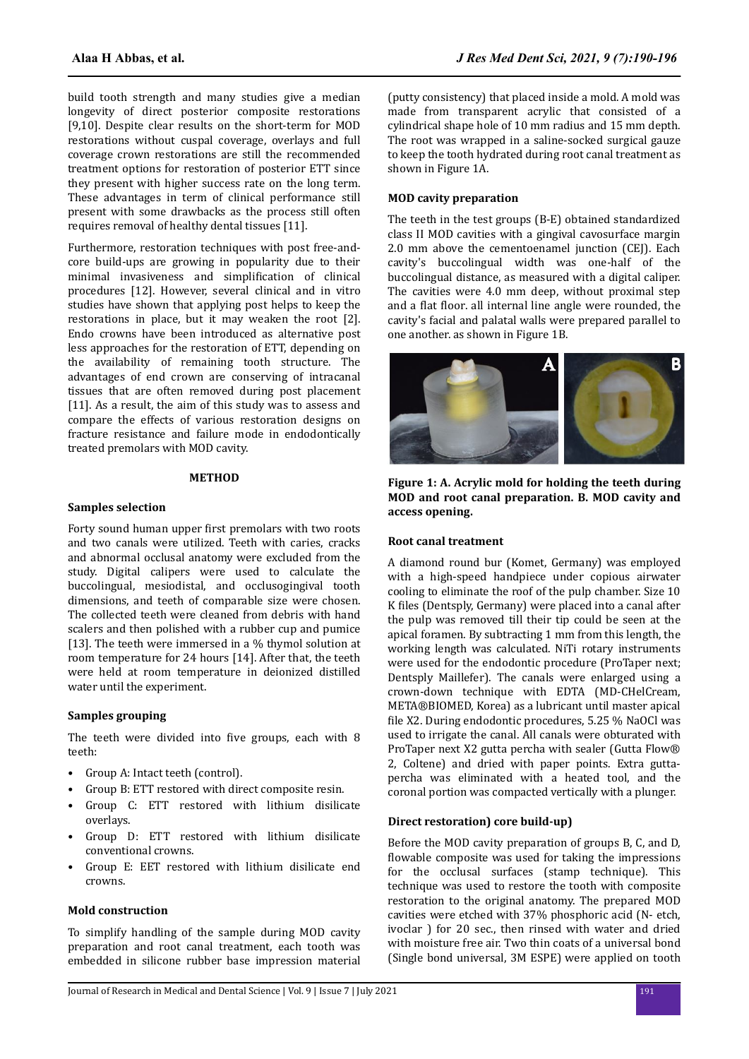build tooth strength and many studies give a median longevity of direct posterior composite restorations [9,10]. Despite clear results on the short-term for MOD restorations without cuspal coverage, overlays and full coverage crown restorations are still the recommended treatment options for restoration of posterior ETT since they present with higher success rate on the long term. These advantages in term of clinical performance still present with some drawbacks as the process still often requires removal of healthy dental tissues [11].

Furthermore, restoration techniques with post free-and-core build-ups are growing in popularity due to their minimal invasiveness and simplification of clinical procedures [12]. However, several clinical and in vitro studies have shown that applying post helps to keep the restorations in place, but it may weaken the root [2]. Endo crowns have been introduced as alternative post less approaches for the restoration of ETT, depending on the availability of remaining tooth structure. The advantages of end crown are conserving of intracanal tissues that are often removed during post placement [11]. As a result, the aim of this study was to assess and compare the effects of various restoration designs on fracture resistance and failure mode in endodontically treated premolars with MOD cavity.

## METHOD

### Samples selection

Forty sound human upper first premolars with two roots and two canals were utilized. Teeth with caries, cracks and abnormal occlusal anatomy were excluded from the study. Digital calipers were used to calculate the buccolingual, mesiodistal, and occlusogingival tooth dimensions, and teeth of comparable size were chosen. The collected teeth were cleaned from debris with hand scalers and then polished with a rubber cup and pumice [13]. The teeth were immersed in a % thymol solution at room temperature for 24 hours [14]. After that, the teeth were held at room temperature in deionized distilled water until the experiment.

### Samples grouping

The teeth were divided into five groups, each with 8 teeth:

- Group A: Intact teeth (control).
- Group B: ETT restored with direct composite resin.
- Group C: ETT restored with lithium disilicate overlays.
- Group D: ETT restored with lithium disilicate conventional crowns.
- Group E: EET restored with lithium disilicate end crowns.

### Mold construction

To simplify handling of the sample during MOD cavity preparation and root canal treatment, each tooth was embedded in silicone rubber base impression material (putty consistency) that placed inside a mold. A mold was made from transparent acrylic that consisted of a cylindrical shape hole of 10 mm radius and 15 mm depth. The root was wrapped in a saline-socked surgical gauze to keep the tooth hydrated during root canal treatment as shown in Figure 1A.

### MOD cavity preparation

The teeth in the test groups (B-E) obtained standardized class II MOD cavities with a gingival cavosurface margin 2.0 mm above the cementoenamel junction (CEJ). Each cavity's buccolingual width was one-half of the buccolingual distance, as measured with a digital caliper. The cavities were 4.0 mm deep, without proximal step and a flat floor. all internal line angle were rounded, the cavity's facial and palatal walls were prepared parallel to one another. as shown in Figure 1B.

**Figure 1: A. Acrylic mold for holding the teeth during MOD and root canal preparation. B. MOD cavity and access opening.**

### Root canal treatment

A diamond round bur (Komet, Germany) was employed with a high-speed handpiece under copious airwater cooling to eliminate the roof of the pulp chamber. Size 10 K files (Dentsply, Germany) were placed into a canal after the pulp was removed till their tip could be seen at the apical foramen. By subtracting 1 mm from this length, the working length was calculated. NiTi rotary instruments were used for the endodontic procedure (ProTaper next; Dentsply Maillefer). The canals were enlarged using a crown-down technique with EDTA (MD-CHelCream, META®BIOMED, Korea) as a lubricant until master apical file X2. During endodontic procedures, 5.25 % NaOCl was used to irrigate the canal. All canals were obturated with ProTaper next X2 gutta percha with sealer (Gutta Flow® 2, Coltene) and dried with paper points. Extra gutta-percha was eliminated with a heated tool, and the coronal portion was compacted vertically with a plunger.

### Direct restoration) core build-up)

Before the MOD cavity preparation of groups B, C, and D, flowable composite was used for taking the impressions for the occlusal surfaces (stamp technique). This technique was used to restore the tooth with composite restoration to the original anatomy. The prepared MOD cavities were etched with 37% phosphoric acid (N- etch, ivoclar ) for 20 sec., then rinsed with water and dried with moisture free air. Two thin coats of a universal bond (Single bond universal, 3M ESPE) were applied on tooth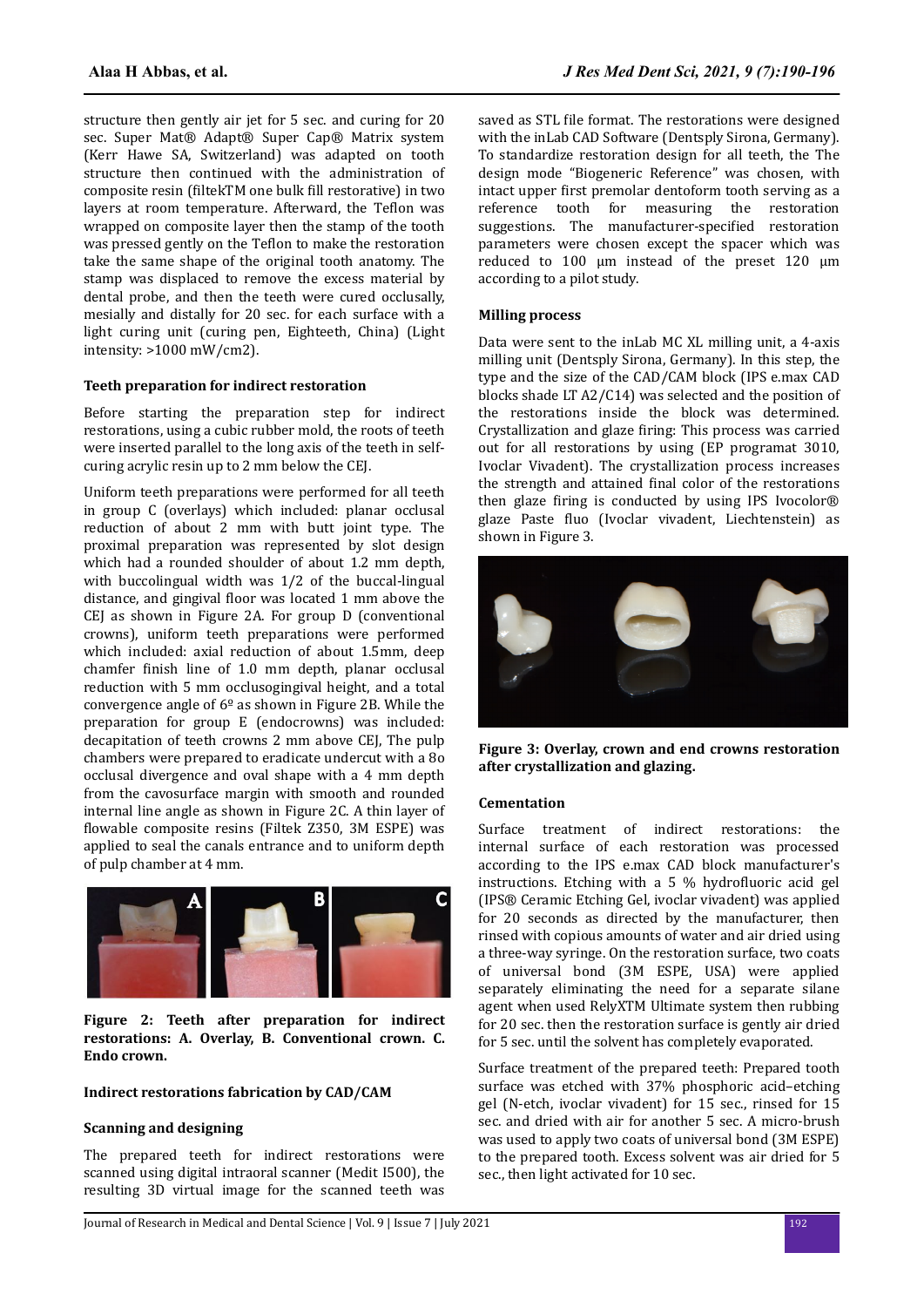structure then gently air jet for 5 sec. and curing for 20 sec. Super Mat® Adapt® Super Cap® Matrix system (Kerr Hawe SA, Switzerland) was adapted on tooth structure then continued with the administration of composite resin (filtekTM one bulk fill restorative) in two layers at room temperature. Afterward, the Teflon was wrapped on composite layer then the stamp of the tooth was pressed gently on the Teflon to make the restoration take the same shape of the original tooth anatomy. The stamp was displaced to remove the excess material by dental probe, and then the teeth were cured occlusally, mesially and distally for 20 sec. for each surface with a light curing unit (curing pen, Eighteeth, China) (Light intensity: >1000 mW/cm2).

**Teeth preparation for indirect restoration**

Before starting the preparation step for indirect restorations, using a cubic rubber mold, the roots of teeth were inserted parallel to the long axis of the teeth in self-curing acrylic resin up to 2 mm below the CEJ.

Uniform teeth preparations were performed for all teeth in group C (overlays) which included: planar occlusal reduction of about 2 mm with butt joint type. The proximal preparation was represented by slot design which had a rounded shoulder of about 1.2 mm depth, with buccolingual width was 1/2 of the buccal-lingual distance, and gingival floor was located 1 mm above the CEJ as shown in Figure 2A. For group D (conventional crowns), uniform teeth preparations were performed which included: axial reduction of about 1.5mm, deep chamfer finish line of 1.0 mm depth, planar occlusal reduction with 5 mm occlusogingival height, and a total convergence angle of 6º as shown in Figure 2B. While the preparation for group E (endocrowns) was included: decapitation of teeth crowns 2 mm above CEJ, The pulp chambers were prepared to eradicate undercut with a 8o occlusal divergence and oval shape with a 4 mm depth from the cavosurface margin with smooth and rounded internal line angle as shown in Figure 2C. A thin layer of flowable composite resins (Filtek Z350, 3M ESPE) was applied to seal the canals entrance and to uniform depth of pulp chamber at 4 mm.

**Figure 2: Teeth after preparation for indirect restorations: A. Overlay, B. Conventional crown. C. Endo crown.**

**Indirect restorations fabrication by CAD/CAM**

**Scanning and designing**

The prepared teeth for indirect restorations were scanned using digital intraoral scanner (Medit I500), the resulting 3D virtual image for the scanned teeth was saved as STL file format. The restorations were designed with the inLab CAD Software (Dentsply Sirona, Germany). To standardize restoration design for all teeth, the The design mode "Biogeneric Reference" was chosen, with intact upper first premolar dentoform tooth serving as a reference tooth for measuring the restoration suggestions. The manufacturer-specified restoration parameters were chosen except the spacer which was reduced to 100 µm instead of the preset 120 µm according to a pilot study.

**Milling process**

Data were sent to the inLab MC XL milling unit, a 4-axis milling unit (Dentsply Sirona, Germany). In this step, the type and the size of the CAD/CAM block (IPS e.max CAD blocks shade LT A2/C14) was selected and the position of the restorations inside the block was determined. Crystallization and glaze firing: This process was carried out for all restorations by using (EP programat 3010, Ivoclar Vivadent). The crystallization process increases the strength and attained final color of the restorations then glaze firing is conducted by using IPS Ivocolor® glaze Paste fluo (Ivoclar vivadent, Liechtenstein) as shown in Figure 3.

**Figure 3: Overlay, crown and end crowns restoration after crystallization and glazing.**

**Cementation**

Surface treatment of indirect restorations: the internal surface of each restoration was processed according to the IPS e.max CAD block manufacturer's instructions. Etching with a 5 % hydrofluoric acid gel (IPS® Ceramic Etching Gel, ivoclar vivadent) was applied for 20 seconds as directed by the manufacturer, then rinsed with copious amounts of water and air dried using a three-way syringe. On the restoration surface, two coats of universal bond (3M ESPE, USA) were applied separately eliminating the need for a separate silane agent when used RelyXTM Ultimate system then rubbing for 20 sec. then the restoration surface is gently air dried for 5 sec. until the solvent has completely evaporated.

Surface treatment of the prepared teeth: Prepared tooth surface was etched with 37% phosphoric acid–etching gel (N-etch, ivoclar vivadent) for 15 sec., rinsed for 15 sec. and dried with air for another 5 sec. A micro-brush was used to apply two coats of universal bond (3M ESPE) to the prepared tooth. Excess solvent was air dried for 5 sec., then light activated for 10 sec.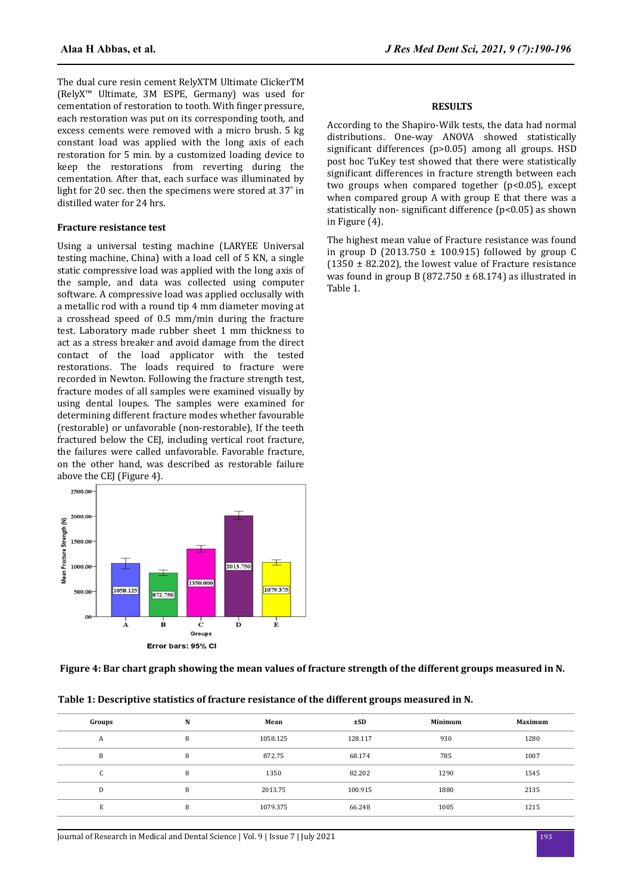The dual cure resin cement RelyXTM Ultimate ClickerTM (RelyX™ Ultimate, 3M ESPE, Germany) was used for cementation of restoration to tooth. With finger pressure, each restoration was put on its corresponding tooth, and excess cements were removed with a micro brush. 5 kg constant load was applied with the long axis of each restoration for 5 min. by a customized loading device to keep the restorations from reverting during the cementation. After that, each surface was illuminated by light for 20 sec. then the specimens were stored at 37° in distilled water for 24 hrs.

### Fracture resistance test

Using a universal testing machine (LARYEE Universal testing machine, China) with a load cell of 5 KN, a single static compressive load was applied with the long axis of the sample, and data was collected using computer software. A compressive load was applied occlusally with a metallic rod with a round tip 4 mm diameter moving at a crosshead speed of 0.5 mm/min during the fracture test. Laboratory made rubber sheet 1 mm thickness to act as a stress breaker and avoid damage from the direct contact of the load applicator with the tested restorations. The loads required to fracture were recorded in Newton. Following the fracture strength test, fracture modes of all samples were examined visually by using dental loupes. The samples were examined for determining different fracture modes whether favourable (restorable) or unfavorable (non-restorable), If the teeth fractured below the CEJ, including vertical root fracture, the failures were called unfavorable. Favorable fracture, on the other hand, was described as restorable failure above the CEJ (Figure 4).

## RESULTS

According to the Shapiro-Wilk tests, the data had normal distributions. One-way ANOVA showed statistically significant differences ($p>0.05$) among all groups. HSD post hoc TuKey test showed that there were statistically significant differences in fracture strength between each two groups when compared together ($p<0.05$), except when compared group A with group E that there was a statistically non- significant difference ($p<0.05$) as shown in Figure (4).

The highest mean value of Fracture resistance was found in group D (2013.750 ± 100.915) followed by group C (1350 ± 82.202), the lowest value of Fracture resistance was found in group B (872.750 ± 68.174) as illustrated in Table 1.

**Figure 4: Bar chart graph showing the mean values of fracture strength of the different groups measured in N.**

**Table 1: Descriptive statistics of fracture resistance of the different groups measured in N.**

| Groups | N | Mean | ±SD | Minimum | Maximum |
|---|---|---|---|---|---|
| A | 8 | 1058.125 | 128.117 | 930 | 1280 |
| B | 8 | 872.75 | 68.174 | 785 | 1007 |
| C | 8 | 1350 | 82.202 | 1290 | 1545 |
| D | 8 | 2013.75 | 100.915 | 1880 | 2135 |
| E | 8 | 1079.375 | 66.248 | 1005 | 1215 |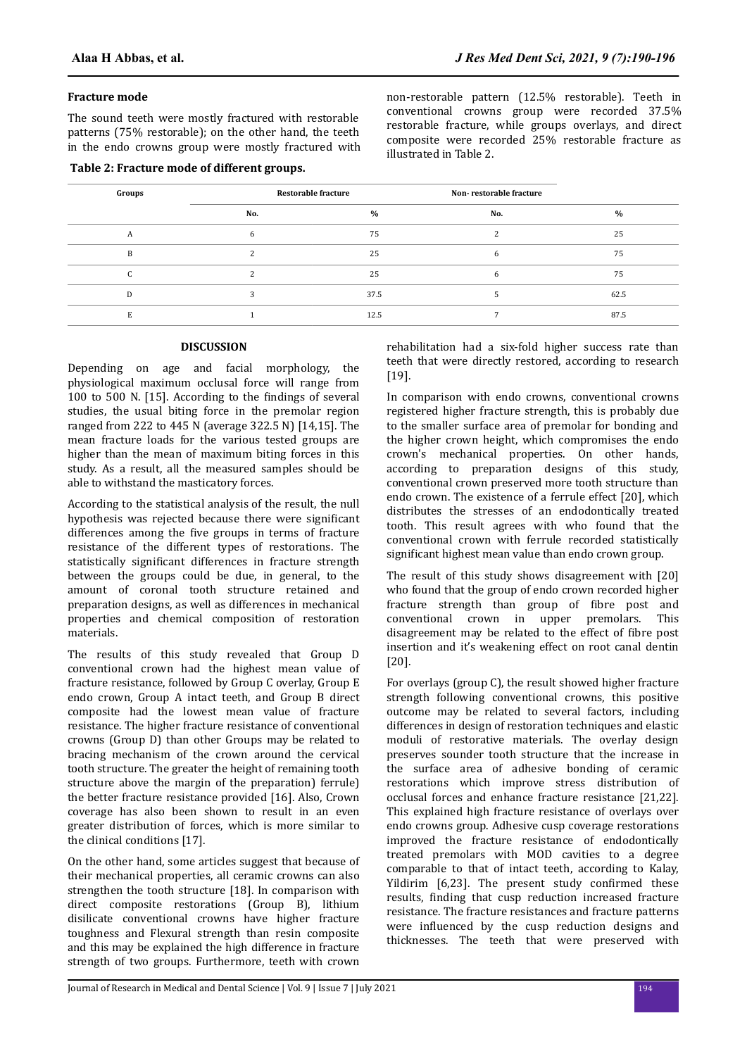### Fracture mode

The sound teeth were mostly fractured with restorable patterns (75% restorable); on the other hand, the teeth in the endo crowns group were mostly fractured with non-restorable pattern (12.5% restorable). Teeth in conventional crowns group were recorded 37.5% restorable fracture, while groups overlays, and direct composite were recorded 25% restorable fracture as illustrated in Table 2.

**Table 2: Fracture mode of different groups.**

| Groups | Restorable fracture | | Non- restorable fracture | |
|---|---|---|---|---|
| | No. | % | No. | % |
| A | 6 | 75 | 2 | 25 |
| B | 2 | 25 | 6 | 75 |
| C | 2 | 25 | 6 | 75 |
| D | 3 | 37.5 | 5 | 62.5 |
| E | 1 | 12.5 | 7 | 87.5 |

## DISCUSSION

Depending on age and facial morphology, the physiological maximum occlusal force will range from 100 to 500 N. [15]. According to the findings of several studies, the usual biting force in the premolar region ranged from 222 to 445 N (average 322.5 N) [14,15]. The mean fracture loads for the various tested groups are higher than the mean of maximum biting forces in this study. As a result, all the measured samples should be able to withstand the masticatory forces.

According to the statistical analysis of the result, the null hypothesis was rejected because there were significant differences among the five groups in terms of fracture resistance of the different types of restorations. The statistically significant differences in fracture strength between the groups could be due, in general, to the amount of coronal tooth structure retained and preparation designs, as well as differences in mechanical properties and chemical composition of restoration materials.

The results of this study revealed that Group D conventional crown had the highest mean value of fracture resistance, followed by Group C overlay, Group E endo crown, Group A intact teeth, and Group B direct composite had the lowest mean value of fracture resistance. The higher fracture resistance of conventional crowns (Group D) than other Groups may be related to bracing mechanism of the crown around the cervical tooth structure. The greater the height of remaining tooth structure above the margin of the preparation) ferrule) the better fracture resistance provided [16]. Also, Crown coverage has also been shown to result in an even greater distribution of forces, which is more similar to the clinical conditions [17].

On the other hand, some articles suggest that because of their mechanical properties, all ceramic crowns can also strengthen the tooth structure [18]. In comparison with direct composite restorations (Group B), lithium disilicate conventional crowns have higher fracture toughness and Flexural strength than resin composite and this may be explained the high difference in fracture strength of two groups. Furthermore, teeth with crown rehabilitation had a six-fold higher success rate than teeth that were directly restored, according to research [19].

In comparison with endo crowns, conventional crowns registered higher fracture strength, this is probably due to the smaller surface area of premolar for bonding and the higher crown height, which compromises the endo crown's mechanical properties. On other hands, according to preparation designs of this study, conventional crown preserved more tooth structure than endo crown. The existence of a ferrule effect [20], which distributes the stresses of an endodontically treated tooth. This result agrees with who found that the conventional crown with ferrule recorded statistically significant highest mean value than endo crown group.

The result of this study shows disagreement with [20] who found that the group of endo crown recorded higher fracture strength than group of fibre post and conventional crown in upper premolars. This disagreement may be related to the effect of fibre post insertion and it's weakening effect on root canal dentin [20].

For overlays (group C), the result showed higher fracture strength following conventional crowns, this positive outcome may be related to several factors, including differences in design of restoration techniques and elastic moduli of restorative materials. The overlay design preserves sounder tooth structure that the increase in the surface area of adhesive bonding of ceramic restorations which improve stress distribution of occlusal forces and enhance fracture resistance [21,22]. This explained high fracture resistance of overlays over endo crowns group. Adhesive cusp coverage restorations improved the fracture resistance of endodontically treated premolars with MOD cavities to a degree comparable to that of intact teeth, according to Kalay, Yildirim [6,23]. The present study confirmed these results, finding that cusp reduction increased fracture resistance. The fracture resistances and fracture patterns were influenced by the cusp reduction designs and thicknesses. The teeth that were preserved with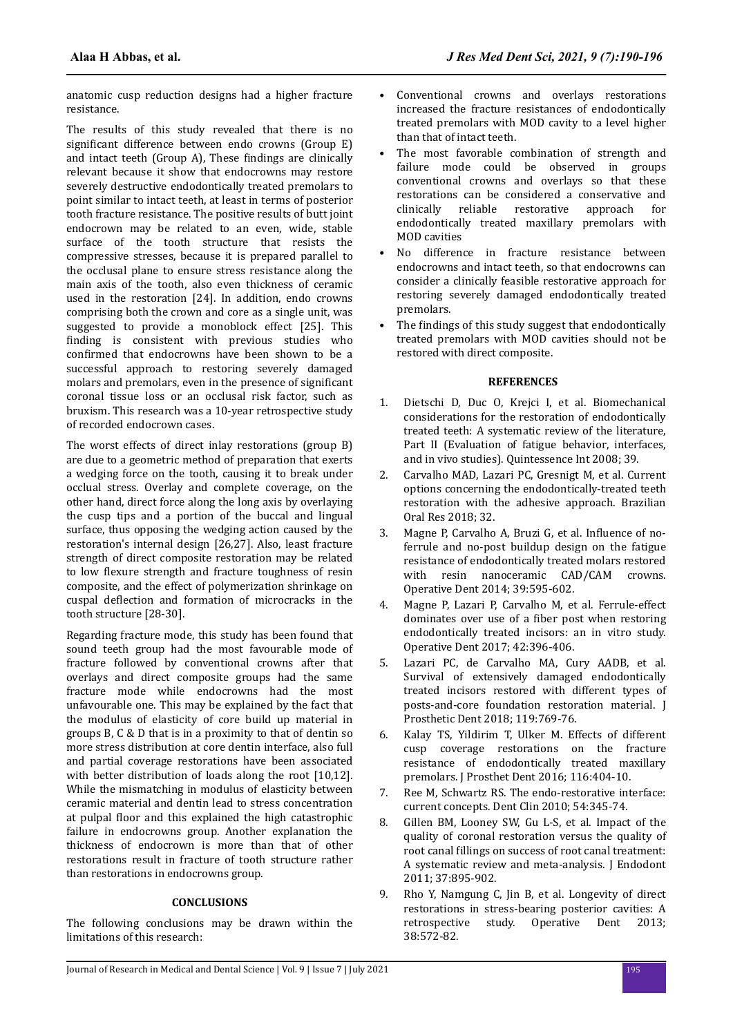anatomic cusp reduction designs had a higher fracture resistance.

The results of this study revealed that there is no significant difference between endo crowns (Group E) and intact teeth (Group A), These findings are clinically relevant because it show that endocrowns may restore severely destructive endodontically treated premolars to point similar to intact teeth, at least in terms of posterior tooth fracture resistance. The positive results of butt joint endocrown may be related to an even, wide, stable surface of the tooth structure that resists the compressive stresses, because it is prepared parallel to the occlusal plane to ensure stress resistance along the main axis of the tooth, also even thickness of ceramic used in the restoration [24]. In addition, endo crowns comprising both the crown and core as a single unit, was suggested to provide a monoblock effect [25]. This finding is consistent with previous studies who confirmed that endocrowns have been shown to be a successful approach to restoring severely damaged molars and premolars, even in the presence of significant coronal tissue loss or an occlusal risk factor, such as bruxism. This research was a 10-year retrospective study of recorded endocrown cases.

The worst effects of direct inlay restorations (group B) are due to a geometric method of preparation that exerts a wedging force on the tooth, causing it to break under occlusal stress. Overlay and complete coverage, on the other hand, direct force along the long axis by overlaying the cusp tips and a portion of the buccal and lingual surface, thus opposing the wedging action caused by the restoration's internal design [26,27]. Also, least fracture strength of direct composite restoration may be related to low flexure strength and fracture toughness of resin composite, and the effect of polymerization shrinkage on cuspal deflection and formation of microcracks in the tooth structure [28-30].

Regarding fracture mode, this study has been found that sound teeth group had the most favourable mode of fracture followed by conventional crowns after that overlays and direct composite groups had the same fracture mode while endocrowns had the most unfavourable one. This may be explained by the fact that the modulus of elasticity of core build up material in groups B, C & D that is in a proximity to that of dentin so more stress distribution at core dentin interface, also full and partial coverage restorations have been associated with better distribution of loads along the root [10,12]. While the mismatching in modulus of elasticity between ceramic material and dentin lead to stress concentration at pulpal floor and this explained the high catastrophic failure in endocrowns group. Another explanation the thickness of endocrown is more than that of other restorations result in fracture of tooth structure rather than restorations in endocrowns group.

## CONCLUSIONS

The following conclusions may be drawn within the limitations of this research:

- Conventional crowns and overlays restorations increased the fracture resistances of endodontically treated premolars with MOD cavity to a level higher than that of intact teeth.
- The most favorable combination of strength and failure mode could be observed in groups conventional crowns and overlays so that these restorations can be considered a conservative and clinically reliable restorative approach for endodontically treated maxillary premolars with MOD cavities
- No difference in fracture resistance between endocrowns and intact teeth, so that endocrowns can consider a clinically feasible restorative approach for restoring severely damaged endodontically treated premolars.
- The findings of this study suggest that endodontically treated premolars with MOD cavities should not be restored with direct composite.

## REFERENCES

1. Dietschi D, Duc O, Krejci I, et al. Biomechanical considerations for the restoration of endodontically treated teeth: A systematic review of the literature, Part II (Evaluation of fatigue behavior, interfaces, and in vivo studies). Quintessence Int 2008; 39.
2. Carvalho MAD, Lazari PC, Gresnigt M, et al. Current options concerning the endodontically-treated teeth restoration with the adhesive approach. Brazilian Oral Res 2018; 32.
3. Magne P, Carvalho A, Bruzi G, et al. Influence of no-ferrule and no-post buildup design on the fatigue resistance of endodontically treated molars restored with resin nanoceramic CAD/CAM crowns. Operative Dent 2014; 39:595-602.
4. Magne P, Lazari P, Carvalho M, et al. Ferrule-effect dominates over use of a fiber post when restoring endodontically treated incisors: an in vitro study. Operative Dent 2017; 42:396-406.
5. Lazari PC, de Carvalho MA, Cury AADB, et al. Survival of extensively damaged endodontically treated incisors restored with different types of posts-and-core foundation restoration material. J Prosthetic Dent 2018; 119:769-76.
6. Kalay TS, Yildirim T, Ulker M. Effects of different cusp coverage restorations on the fracture resistance of endodontically treated maxillary premolars. J Prosthet Dent 2016; 116:404-10.
7. Ree M, Schwartz RS. The endo-restorative interface: current concepts. Dent Clin 2010; 54:345-74.
8. Gillen BM, Looney SW, Gu L-S, et al. Impact of the quality of coronal restoration versus the quality of root canal fillings on success of root canal treatment: A systematic review and meta-analysis. J Endodont 2011; 37:895-902.
9. Rho Y, Namgung C, Jin B, et al. Longevity of direct restorations in stress-bearing posterior cavities: A retrospective study. Operative Dent 2013; 38:572-82.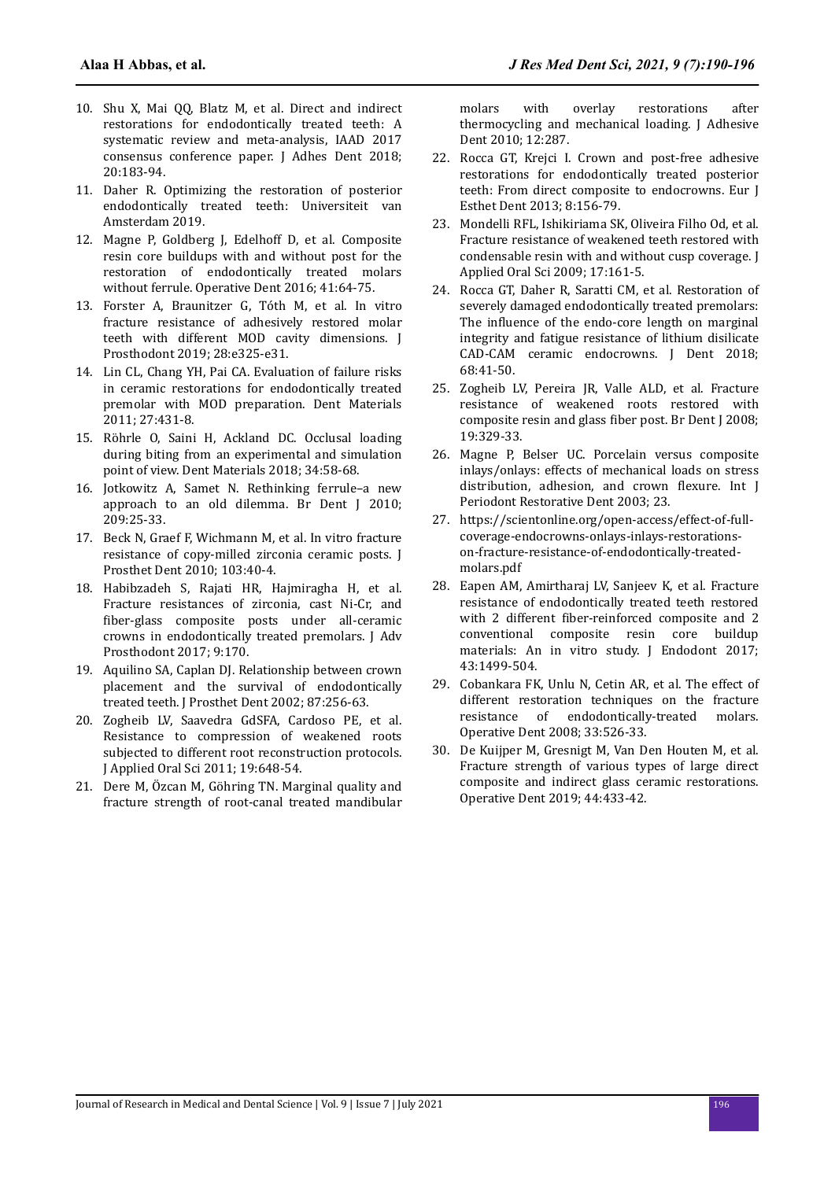10. Shu X, Mai QQ, Blatz M, et al. Direct and indirect restorations for endodontically treated teeth: A systematic review and meta-analysis, IAAD 2017 consensus conference paper. J Adhes Dent 2018; 20:183-94.
11. Daher R. Optimizing the restoration of posterior endodontically treated teeth: Universiteit van Amsterdam 2019.
12. Magne P, Goldberg J, Edelhoff D, et al. Composite resin core buildups with and without post for the restoration of endodontically treated molars without ferrule. Operative Dent 2016; 41:64-75.
13. Forster A, Braunitzer G, Tóth M, et al. In vitro fracture resistance of adhesively restored molar teeth with different MOD cavity dimensions. J Prosthodont 2019; 28:e325-e31.
14. Lin CL, Chang YH, Pai CA. Evaluation of failure risks in ceramic restorations for endodontically treated premolar with MOD preparation. Dent Materials 2011; 27:431-8.
15. Röhrle O, Saini H, Ackland DC. Occlusal loading during biting from an experimental and simulation point of view. Dent Materials 2018; 34:58-68.
16. Jotkowitz A, Samet N. Rethinking ferrule–a new approach to an old dilemma. Br Dent J 2010; 209:25-33.
17. Beck N, Graef F, Wichmann M, et al. In vitro fracture resistance of copy-milled zirconia ceramic posts. J Prosthet Dent 2010; 103:40-4.
18. Habibzadeh S, Rajati HR, Hajmiragha H, et al. Fracture resistances of zirconia, cast Ni-Cr, and fiber-glass composite posts under all-ceramic crowns in endodontically treated premolars. J Adv Prosthodont 2017; 9:170.
19. Aquilino SA, Caplan DJ. Relationship between crown placement and the survival of endodontically treated teeth. J Prosthet Dent 2002; 87:256-63.
20. Zogheib LV, Saavedra GdSFA, Cardoso PE, et al. Resistance to compression of weakened roots subjected to different root reconstruction protocols. J Applied Oral Sci 2011; 19:648-54.
21. Dere M, Özcan M, Göhring TN. Marginal quality and fracture strength of root-canal treated mandibular molars with overlay restorations after thermocycling and mechanical loading. J Adhesive Dent 2010; 12:287.
22. Rocca GT, Krejci I. Crown and post-free adhesive restorations for endodontically treated posterior teeth: From direct composite to endocrowns. Eur J Esthet Dent 2013; 8:156-79.
23. Mondelli RFL, Ishikiriama SK, Oliveira Filho Od, et al. Fracture resistance of weakened teeth restored with condensable resin with and without cusp coverage. J Applied Oral Sci 2009; 17:161-5.
24. Rocca GT, Daher R, Saratti CM, et al. Restoration of severely damaged endodontically treated premolars: The influence of the endo-core length on marginal integrity and fatigue resistance of lithium disilicate CAD-CAM ceramic endocrowns. J Dent 2018; 68:41-50.
25. Zogheib LV, Pereira JR, Valle ALD, et al. Fracture resistance of weakened roots restored with composite resin and glass fiber post. Br Dent J 2008; 19:329-33.
26. Magne P, Belser UC. Porcelain versus composite inlays/onlays: effects of mechanical loads on stress distribution, adhesion, and crown flexure. Int J Periodont Restorative Dent 2003; 23.
27. https://scientonline.org/open-access/effect-of-full-coverage-endocrowns-onlays-inlays-restorations-on-fracture-resistance-of-endodontically-treated-molars.pdf
28. Eapen AM, Amirtharaj LV, Sanjeev K, et al. Fracture resistance of endodontically treated teeth restored with 2 different fiber-reinforced composite and 2 conventional composite resin core buildup materials: An in vitro study. J Endodont 2017; 43:1499-504.
29. Cobankara FK, Unlu N, Cetin AR, et al. The effect of different restoration techniques on the fracture resistance of endodontically-treated molars. Operative Dent 2008; 33:526-33.
30. De Kuijper M, Gresnigt M, Van Den Houten M, et al. Fracture strength of various types of large direct composite and indirect glass ceramic restorations. Operative Dent 2019; 44:433-42.